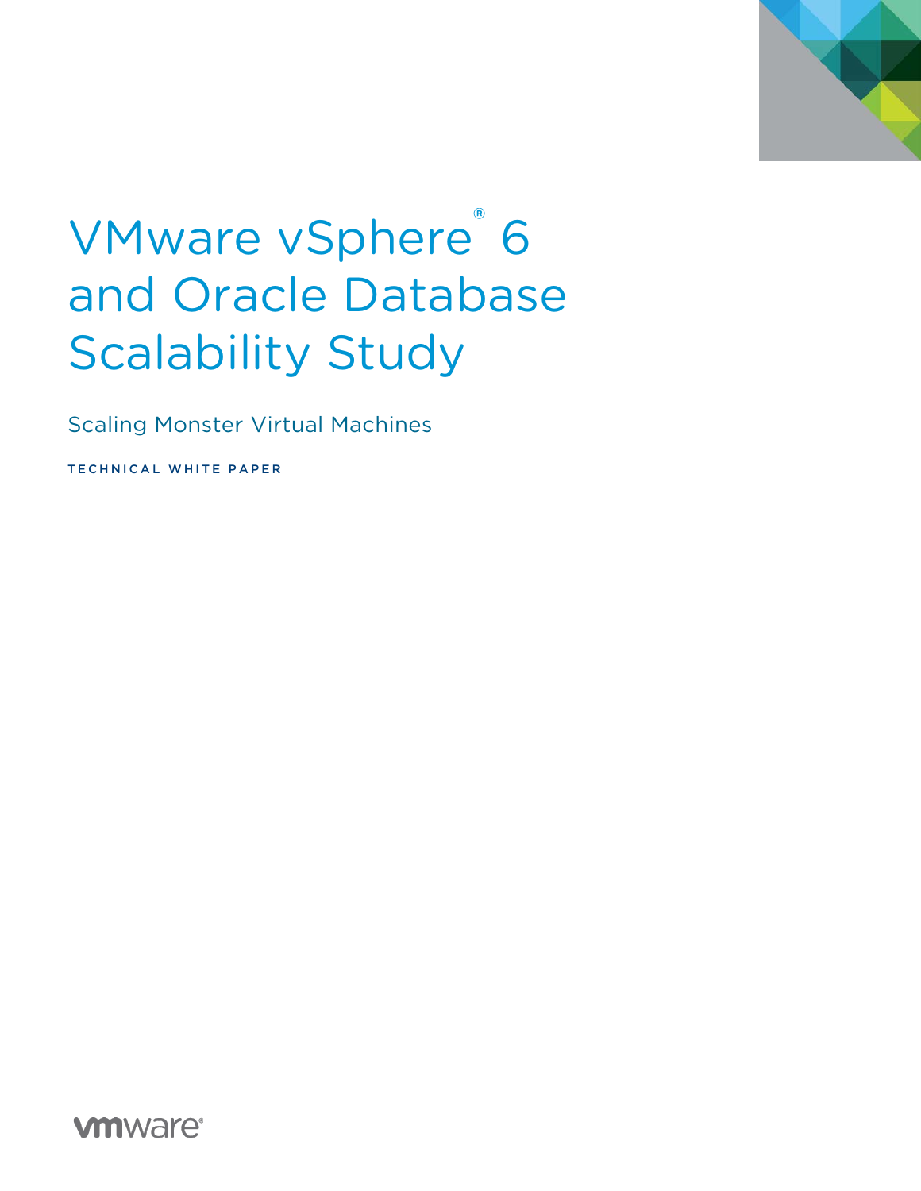# VMware vSphere® 6 and Oracle Database Scalability Study

## Scaling Monster Virtual Machines

TECHNICAL WHITE PAPER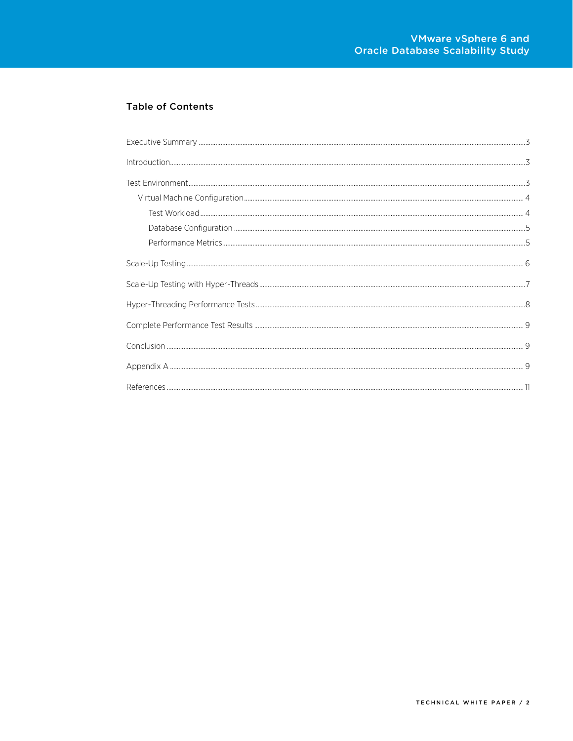## Table of Contents

- Executive Summary ... 3
- Introduction ... 3
- Test Environment ... 3
  - Virtual Machine Configuration ... 4
    - Test Workload ... 4
    - Database Configuration ... 5
    - Performance Metrics ... 5
- Scale-Up Testing ... 6
- Scale-Up Testing with Hyper-Threads ... 7
- Hyper-Threading Performance Tests ... 8
- Complete Performance Test Results ... 9
- Conclusion ... 9
- Appendix A ... 9
- References ... 11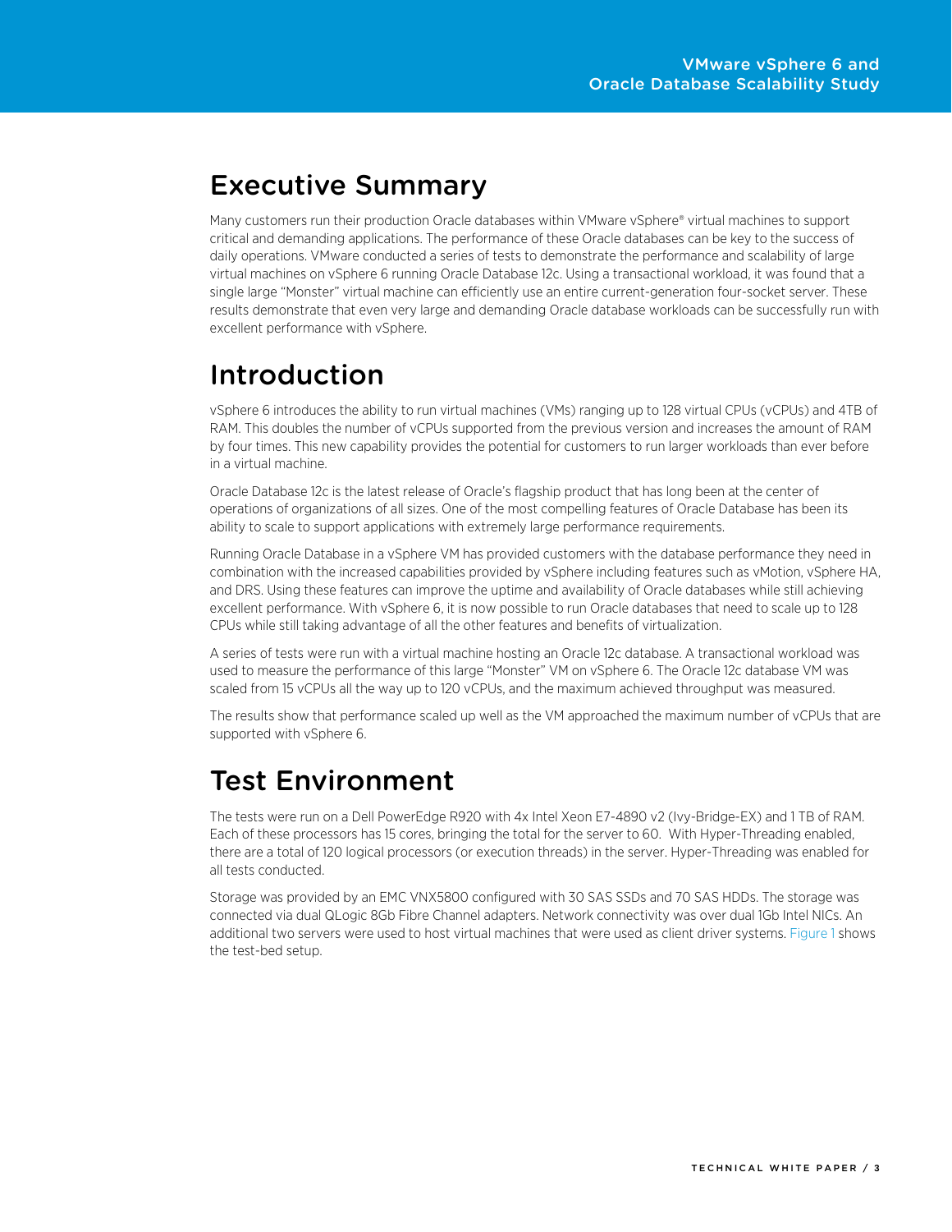## Executive Summary

Many customers run their production Oracle databases within VMware vSphere® virtual machines to support critical and demanding applications. The performance of these Oracle databases can be key to the success of daily operations. VMware conducted a series of tests to demonstrate the performance and scalability of large virtual machines on vSphere 6 running Oracle Database 12c. Using a transactional workload, it was found that a single large "Monster" virtual machine can efficiently use an entire current-generation four-socket server. These results demonstrate that even very large and demanding Oracle database workloads can be successfully run with excellent performance with vSphere.

## Introduction

vSphere 6 introduces the ability to run virtual machines (VMs) ranging up to 128 virtual CPUs (vCPUs) and 4TB of RAM. This doubles the number of vCPUs supported from the previous version and increases the amount of RAM by four times. This new capability provides the potential for customers to run larger workloads than ever before in a virtual machine.

Oracle Database 12c is the latest release of Oracle's flagship product that has long been at the center of operations of organizations of all sizes. One of the most compelling features of Oracle Database has been its ability to scale to support applications with extremely large performance requirements.

Running Oracle Database in a vSphere VM has provided customers with the database performance they need in combination with the increased capabilities provided by vSphere including features such as vMotion, vSphere HA, and DRS. Using these features can improve the uptime and availability of Oracle databases while still achieving excellent performance. With vSphere 6, it is now possible to run Oracle databases that need to scale up to 128 CPUs while still taking advantage of all the other features and benefits of virtualization.

A series of tests were run with a virtual machine hosting an Oracle 12c database. A transactional workload was used to measure the performance of this large "Monster" VM on vSphere 6. The Oracle 12c database VM was scaled from 15 vCPUs all the way up to 120 vCPUs, and the maximum achieved throughput was measured.

The results show that performance scaled up well as the VM approached the maximum number of vCPUs that are supported with vSphere 6.

## Test Environment

The tests were run on a Dell PowerEdge R920 with 4x Intel Xeon E7-4890 v2 (Ivy-Bridge-EX) and 1 TB of RAM. Each of these processors has 15 cores, bringing the total for the server to 60. With Hyper-Threading enabled, there are a total of 120 logical processors (or execution threads) in the server. Hyper-Threading was enabled for all tests conducted.

Storage was provided by an EMC VNX5800 configured with 30 SAS SSDs and 70 SAS HDDs. The storage was connected via dual QLogic 8Gb Fibre Channel adapters. Network connectivity was over dual 1Gb Intel NICs. An additional two servers were used to host virtual machines that were used as client driver systems. Figure 1 shows the test-bed setup.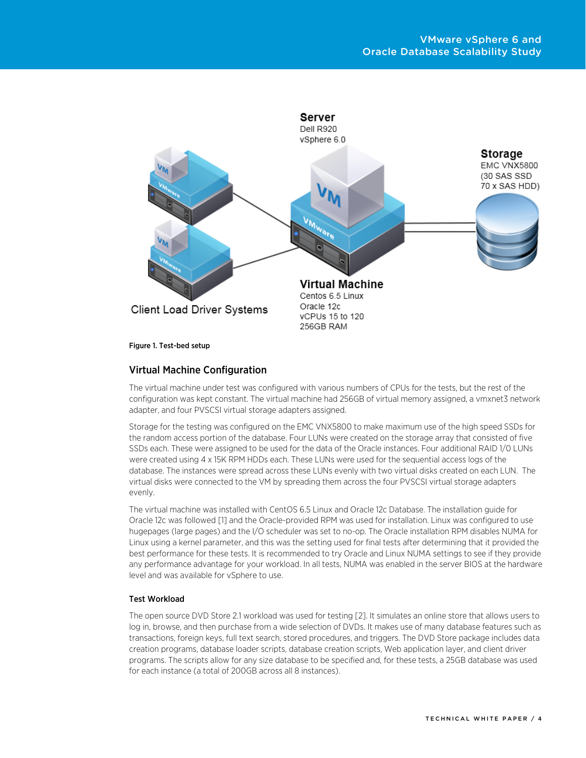Server
Dell R920
vSphere 6.0

Storage
EMC VNX5800
(30 SAS SSD
70 x SAS HDD)

Client Load Driver Systems

Virtual Machine
Centos 6.5 Linux
Oracle 12c
vCPUs 15 to 120
256GB RAM

**Figure 1. Test-bed setup**

## Virtual Machine Configuration

The virtual machine under test was configured with various numbers of CPUs for the tests, but the rest of the configuration was kept constant. The virtual machine had 256GB of virtual memory assigned, a vmxnet3 network adapter, and four PVSCSI virtual storage adapters assigned.

Storage for the testing was configured on the EMC VNX5800 to make maximum use of the high speed SSDs for the random access portion of the database. Four LUNs were created on the storage array that consisted of five SSDs each. These were assigned to be used for the data of the Oracle instances. Four additional RAID 1/0 LUNs were created using 4 x 15K RPM HDDs each. These LUNs were used for the sequential access logs of the database. The instances were spread across these LUNs evenly with two virtual disks created on each LUN. The virtual disks were connected to the VM by spreading them across the four PVSCSI virtual storage adapters evenly.

The virtual machine was installed with CentOS 6.5 Linux and Oracle 12c Database. The installation guide for Oracle 12c was followed [1] and the Oracle-provided RPM was used for installation. Linux was configured to use hugepages (large pages) and the I/O scheduler was set to no-op. The Oracle installation RPM disables NUMA for Linux using a kernel parameter, and this was the setting used for final tests after determining that it provided the best performance for these tests. It is recommended to try Oracle and Linux NUMA settings to see if they provide any performance advantage for your workload. In all tests, NUMA was enabled in the server BIOS at the hardware level and was available for vSphere to use.

### Test Workload

The open source DVD Store 2.1 workload was used for testing [2]. It simulates an online store that allows users to log in, browse, and then purchase from a wide selection of DVDs. It makes use of many database features such as transactions, foreign keys, full text search, stored procedures, and triggers. The DVD Store package includes data creation programs, database loader scripts, database creation scripts, Web application layer, and client driver programs. The scripts allow for any size database to be specified and, for these tests, a 25GB database was used for each instance (a total of 200GB across all 8 instances).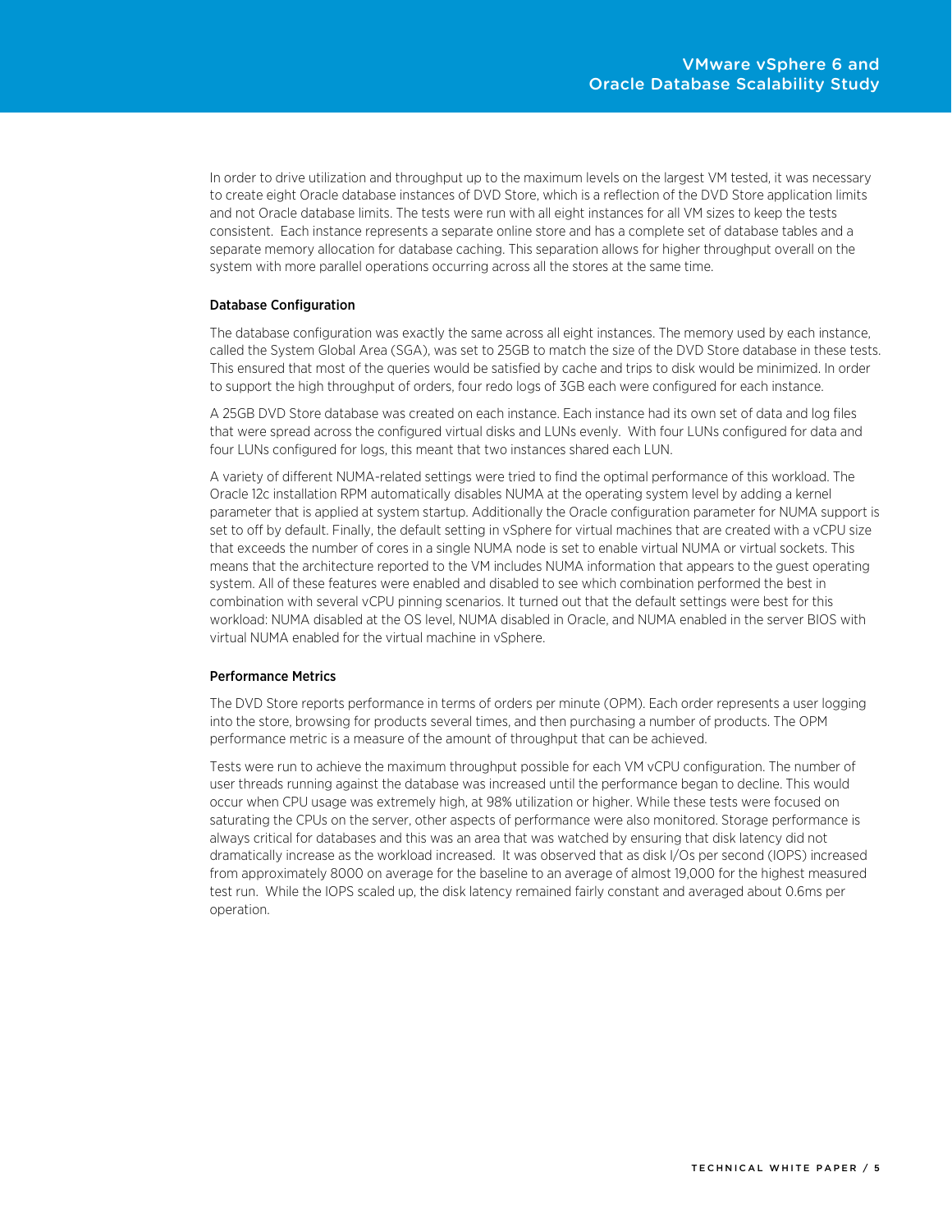In order to drive utilization and throughput up to the maximum levels on the largest VM tested, it was necessary to create eight Oracle database instances of DVD Store, which is a reflection of the DVD Store application limits and not Oracle database limits. The tests were run with all eight instances for all VM sizes to keep the tests consistent. Each instance represents a separate online store and has a complete set of database tables and a separate memory allocation for database caching. This separation allows for higher throughput overall on the system with more parallel operations occurring across all the stores at the same time.

### Database Configuration

The database configuration was exactly the same across all eight instances. The memory used by each instance, called the System Global Area (SGA), was set to 25GB to match the size of the DVD Store database in these tests. This ensured that most of the queries would be satisfied by cache and trips to disk would be minimized. In order to support the high throughput of orders, four redo logs of 3GB each were configured for each instance.

A 25GB DVD Store database was created on each instance. Each instance had its own set of data and log files that were spread across the configured virtual disks and LUNs evenly. With four LUNs configured for data and four LUNs configured for logs, this meant that two instances shared each LUN.

A variety of different NUMA-related settings were tried to find the optimal performance of this workload. The Oracle 12c installation RPM automatically disables NUMA at the operating system level by adding a kernel parameter that is applied at system startup. Additionally the Oracle configuration parameter for NUMA support is set to off by default. Finally, the default setting in vSphere for virtual machines that are created with a vCPU size that exceeds the number of cores in a single NUMA node is set to enable virtual NUMA or virtual sockets. This means that the architecture reported to the VM includes NUMA information that appears to the guest operating system. All of these features were enabled and disabled to see which combination performed the best in combination with several vCPU pinning scenarios. It turned out that the default settings were best for this workload: NUMA disabled at the OS level, NUMA disabled in Oracle, and NUMA enabled in the server BIOS with virtual NUMA enabled for the virtual machine in vSphere.

### Performance Metrics

The DVD Store reports performance in terms of orders per minute (OPM). Each order represents a user logging into the store, browsing for products several times, and then purchasing a number of products. The OPM performance metric is a measure of the amount of throughput that can be achieved.

Tests were run to achieve the maximum throughput possible for each VM vCPU configuration. The number of user threads running against the database was increased until the performance began to decline. This would occur when CPU usage was extremely high, at 98% utilization or higher. While these tests were focused on saturating the CPUs on the server, other aspects of performance were also monitored. Storage performance is always critical for databases and this was an area that was watched by ensuring that disk latency did not dramatically increase as the workload increased. It was observed that as disk I/Os per second (IOPS) increased from approximately 8000 on average for the baseline to an average of almost 19,000 for the highest measured test run. While the IOPS scaled up, the disk latency remained fairly constant and averaged about 0.6ms per operation.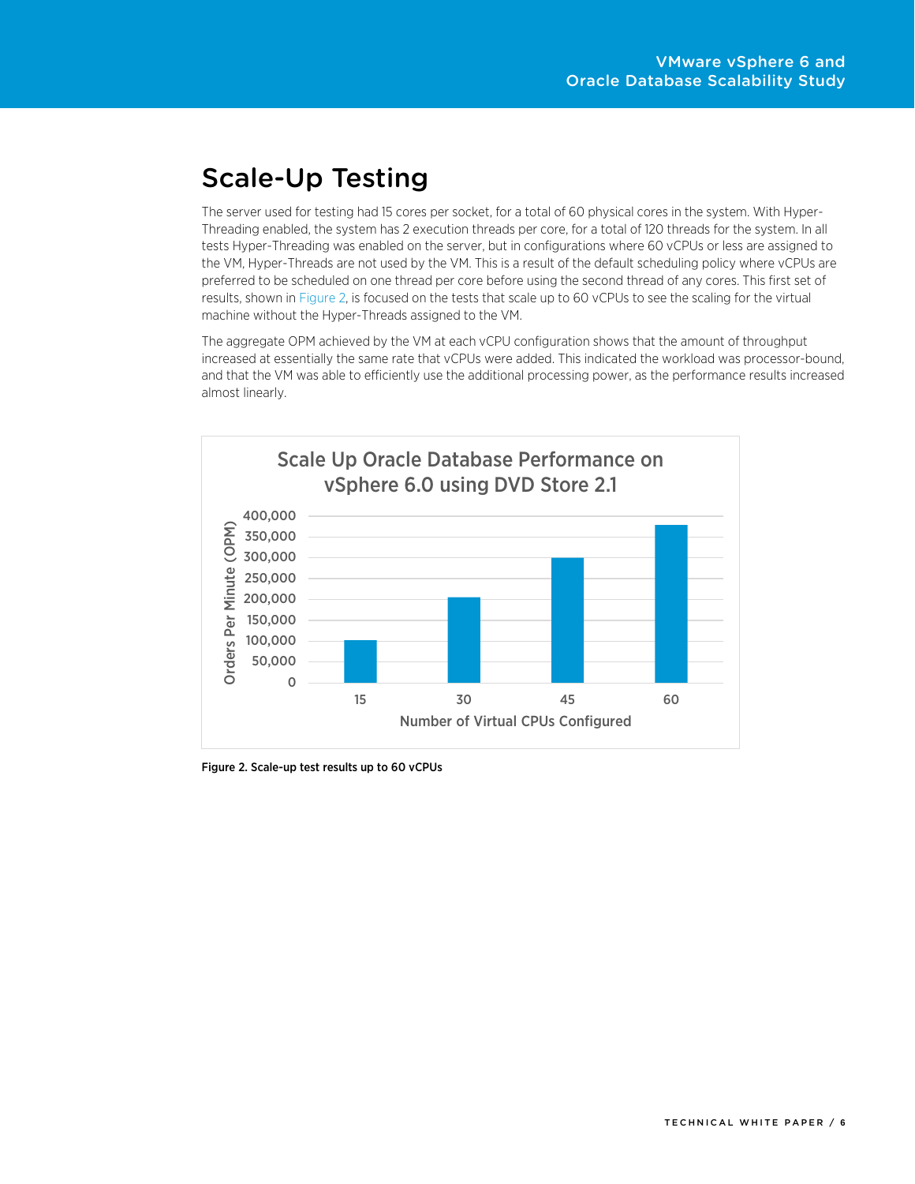## Scale-Up Testing

The server used for testing had 15 cores per socket, for a total of 60 physical cores in the system. With Hyper-Threading enabled, the system has 2 execution threads per core, for a total of 120 threads for the system. In all tests Hyper-Threading was enabled on the server, but in configurations where 60 vCPUs or less are assigned to the VM, Hyper-Threads are not used by the VM. This is a result of the default scheduling policy where vCPUs are preferred to be scheduled on one thread per core before using the second thread of any cores. This first set of results, shown in Figure 2, is focused on the tests that scale up to 60 vCPUs to see the scaling for the virtual machine without the Hyper-Threads assigned to the VM.

The aggregate OPM achieved by the VM at each vCPU configuration shows that the amount of throughput increased at essentially the same rate that vCPUs were added. This indicated the workload was processor-bound, and that the VM was able to efficiently use the additional processing power, as the performance results increased almost linearly.

Figure 2. Scale-up test results up to 60 vCPUs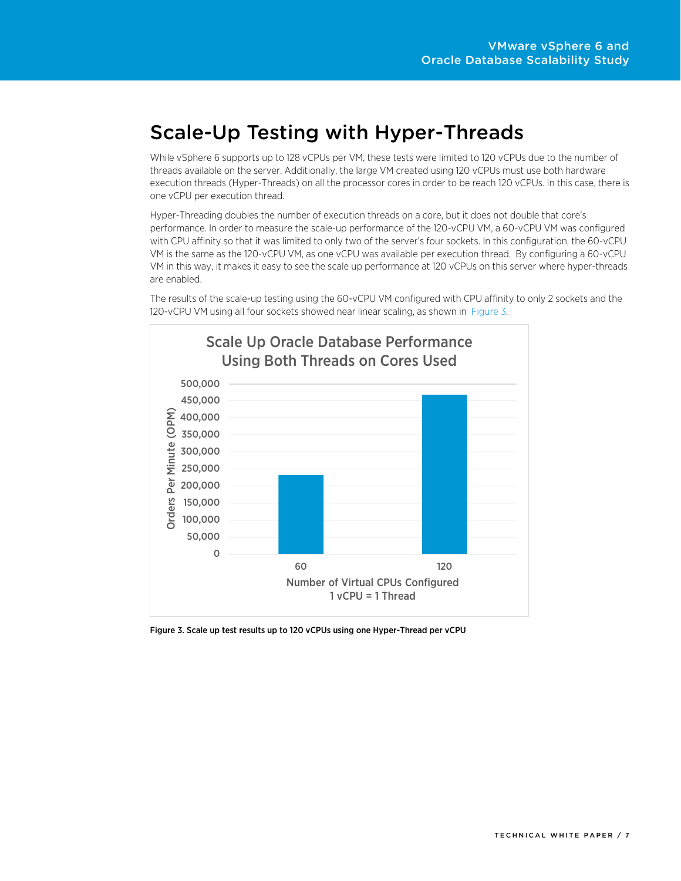# Scale-Up Testing with Hyper-Threads

While vSphere 6 supports up to 128 vCPUs per VM, these tests were limited to 120 vCPUs due to the number of threads available on the server. Additionally, the large VM created using 120 vCPUs must use both hardware execution threads (Hyper-Threads) on all the processor cores in order to be reach 120 vCPUs. In this case, there is one vCPU per execution thread.

Hyper-Threading doubles the number of execution threads on a core, but it does not double that core's performance. In order to measure the scale-up performance of the 120-vCPU VM, a 60-vCPU VM was configured with CPU affinity so that it was limited to only two of the server's four sockets. In this configuration, the 60-vCPU VM is the same as the 120-vCPU VM, as one vCPU was available per execution thread. By configuring a 60-vCPU VM in this way, it makes it easy to see the scale up performance at 120 vCPUs on this server where hyper-threads are enabled.

The results of the scale-up testing using the 60-vCPU VM configured with CPU affinity to only 2 sockets and the 120-vCPU VM using all four sockets showed near linear scaling, as shown in Figure 3.

Scale Up Oracle Database Performance Using Both Threads on Cores Used

| Number of Virtual CPUs Configured (1 vCPU = 1 Thread) | Orders Per Minute (OPM) |
|---|---|
| 60 | ~232,000 |
| 120 | ~467,000 |

Figure 3. Scale up test results up to 120 vCPUs using one Hyper-Thread per vCPU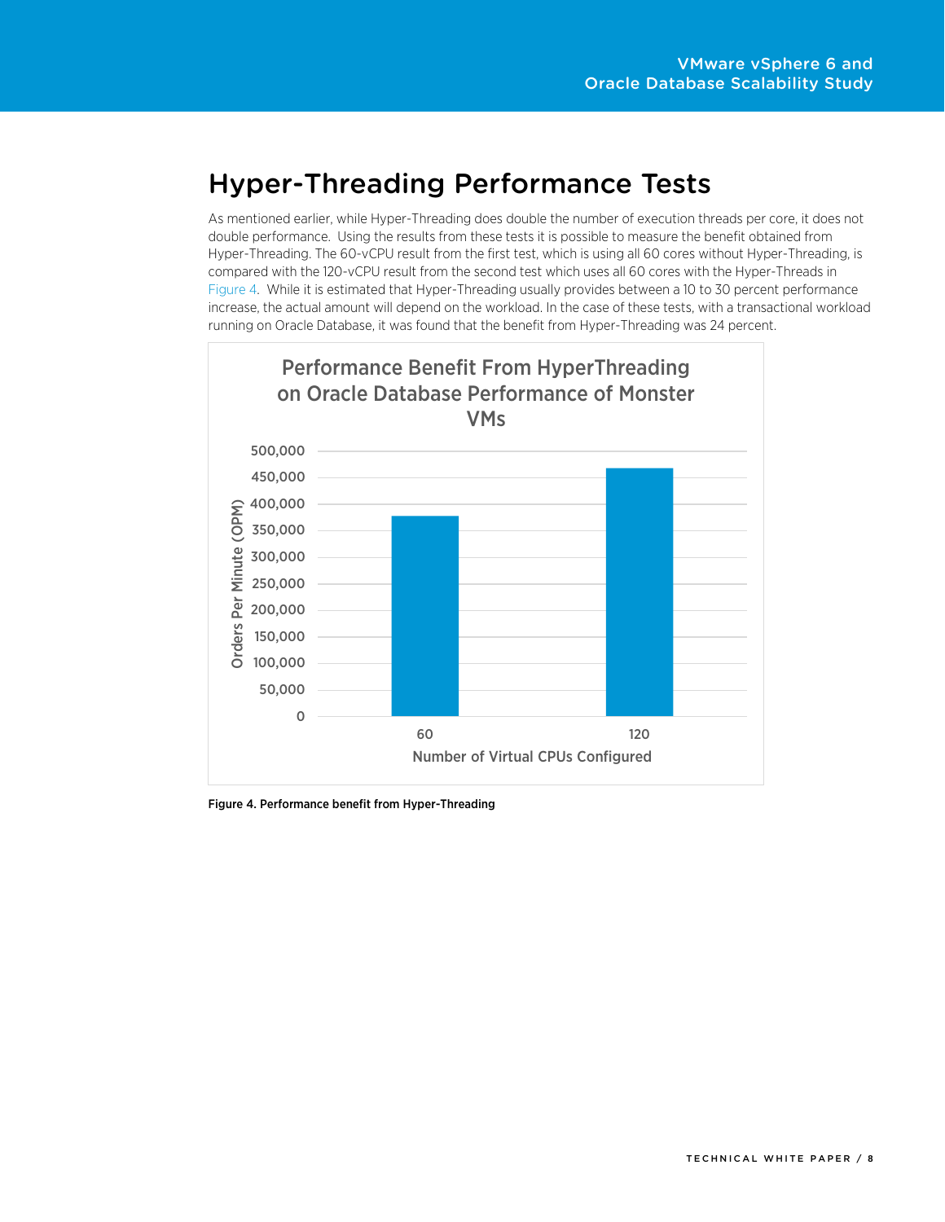# Hyper-Threading Performance Tests

As mentioned earlier, while Hyper-Threading does double the number of execution threads per core, it does not double performance. Using the results from these tests it is possible to measure the benefit obtained from Hyper-Threading. The 60-vCPU result from the first test, which is using all 60 cores without Hyper-Threading, is compared with the 120-vCPU result from the second test which uses all 60 cores with the Hyper-Threads in Figure 4. While it is estimated that Hyper-Threading usually provides between a 10 to 30 percent performance increase, the actual amount will depend on the workload. In the case of these tests, with a transactional workload running on Oracle Database, it was found that the benefit from Hyper-Threading was 24 percent.

Figure 4. Performance benefit from Hyper-Threading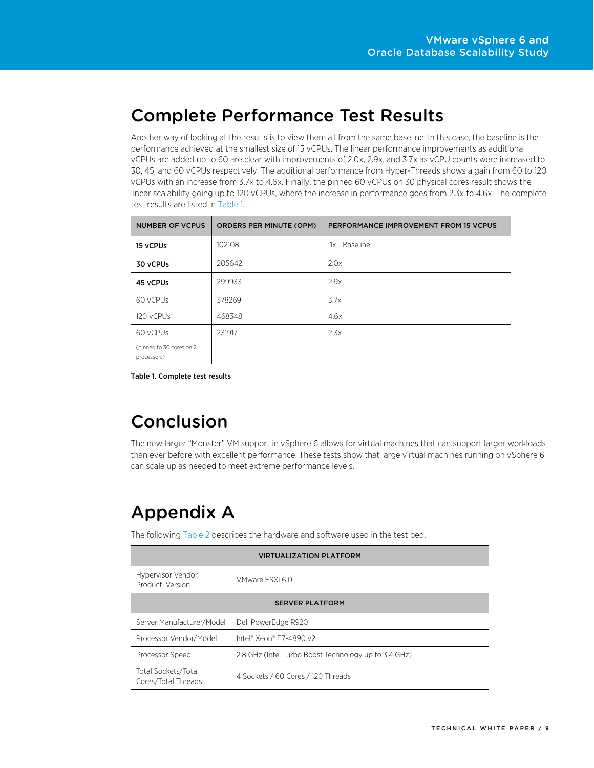## Complete Performance Test Results

Another way of looking at the results is to view them all from the same baseline. In this case, the baseline is the performance achieved at the smallest size of 15 vCPUs. The linear performance improvements as additional vCPUs are added up to 60 are clear with improvements of 2.0x, 2.9x, and 3.7x as vCPU counts were increased to 30, 45, and 60 vCPUs respectively. The additional performance from Hyper-Threads shows a gain from 60 to 120 vCPUs with an increase from 3.7x to 4.6x. Finally, the pinned 60 vCPUs on 30 physical cores result shows the linear scalability going up to 120 vCPUs, where the increase in performance goes from 2.3x to 4.6x. The complete test results are listed in Table 1.

| NUMBER OF VCPUS | ORDERS PER MINUTE (OPM) | PERFORMANCE IMPROVEMENT FROM 15 VCPUS |
| --- | --- | --- |
| **15 vCPUs** | 102108 | 1x - Baseline |
| **30 vCPUs** | 205642 | 2.0x |
| **45 vCPUs** | 299933 | 2.9x |
| 60 vCPUs | 378269 | 3.7x |
| 120 vCPUs | 468348 | 4.6x |
| 60 vCPUs (pinned to 30 cores on 2 processors) | 231917 | 2.3x |

**Table 1. Complete test results**

## Conclusion

The new larger "Monster" VM support in vSphere 6 allows for virtual machines that can support larger workloads than ever before with excellent performance. These tests show that large virtual machines running on vSphere 6 can scale up as needed to meet extreme performance levels.

## Appendix A

The following Table 2 describes the hardware and software used in the test bed.

| VIRTUALIZATION PLATFORM | |
| --- | --- |
| Hypervisor Vendor, Product, Version | VMware ESXi 6.0 |
| **SERVER PLATFORM** | |
| Server Manufacturer/Model | Dell PowerEdge R920 |
| Processor Vendor/Model | Intel® Xeon® E7-4890 v2 |
| Processor Speed | 2.8 GHz (Intel Turbo Boost Technology up to 3.4 GHz) |
| Total Sockets/Total Cores/Total Threads | 4 Sockets / 60 Cores / 120 Threads |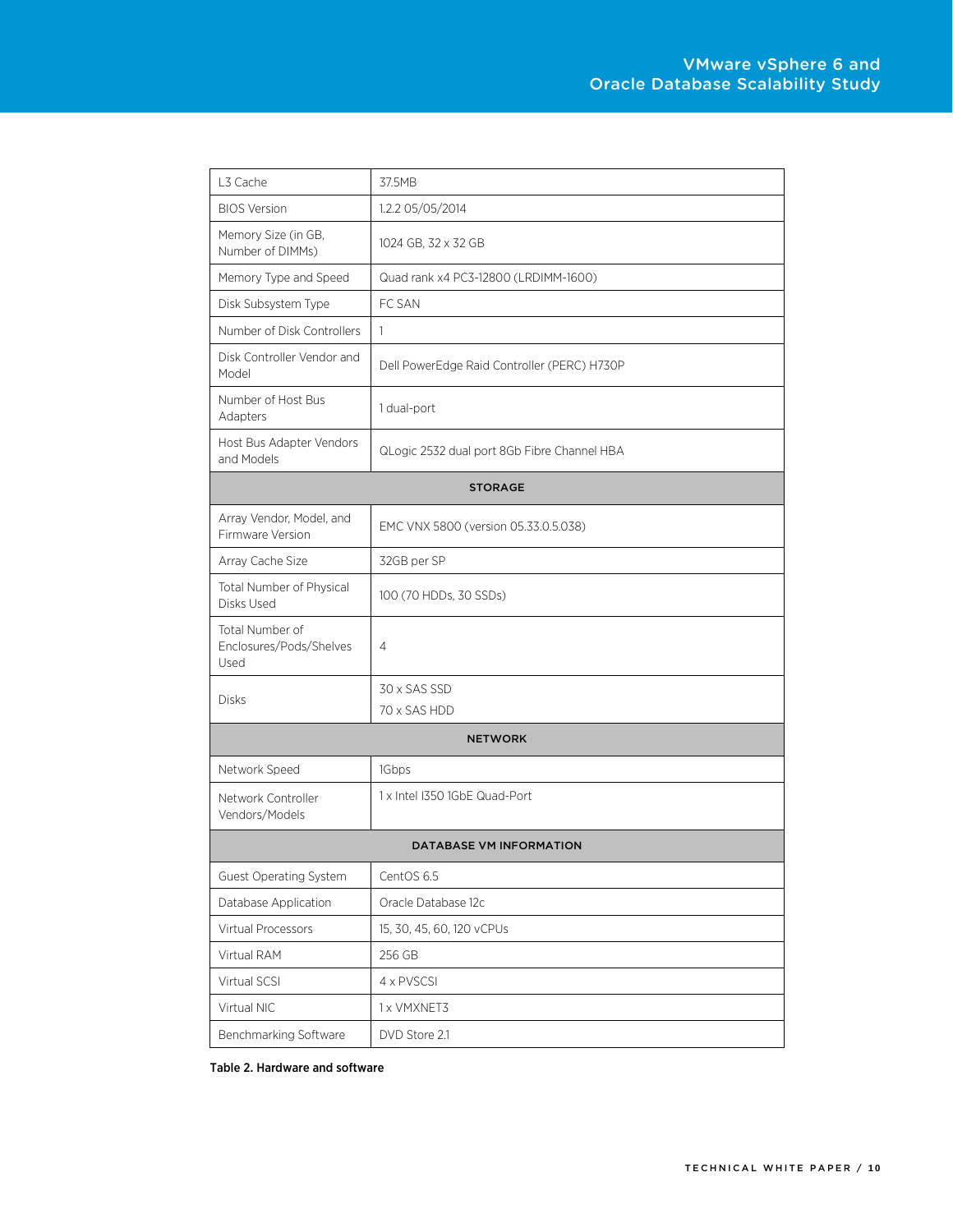| | |
|---|---|
| L3 Cache | 37.5MB |
| BIOS Version | 1.2.2 05/05/2014 |
| Memory Size (in GB, Number of DIMMs) | 1024 GB, 32 x 32 GB |
| Memory Type and Speed | Quad rank x4 PC3-12800 (LRDIMM-1600) |
| Disk Subsystem Type | FC SAN |
| Number of Disk Controllers | 1 |
| Disk Controller Vendor and Model | Dell PowerEdge Raid Controller (PERC) H730P |
| Number of Host Bus Adapters | 1 dual-port |
| Host Bus Adapter Vendors and Models | QLogic 2532 dual port 8Gb Fibre Channel HBA |
| **STORAGE** | |
| Array Vendor, Model, and Firmware Version | EMC VNX 5800 (version 05.33.0.5.038) |
| Array Cache Size | 32GB per SP |
| Total Number of Physical Disks Used | 100 (70 HDDs, 30 SSDs) |
| Total Number of Enclosures/Pods/Shelves Used | 4 |
| Disks | 30 x SAS SSD<br>70 x SAS HDD |
| **NETWORK** | |
| Network Speed | 1Gbps |
| Network Controller Vendors/Models | 1 x Intel I350 1GbE Quad-Port |
| **DATABASE VM INFORMATION** | |
| Guest Operating System | CentOS 6.5 |
| Database Application | Oracle Database 12c |
| Virtual Processors | 15, 30, 45, 60, 120 vCPUs |
| Virtual RAM | 256 GB |
| Virtual SCSI | 4 x PVSCSI |
| Virtual NIC | 1 x VMXNET3 |
| Benchmarking Software | DVD Store 2.1 |

**Table 2. Hardware and software**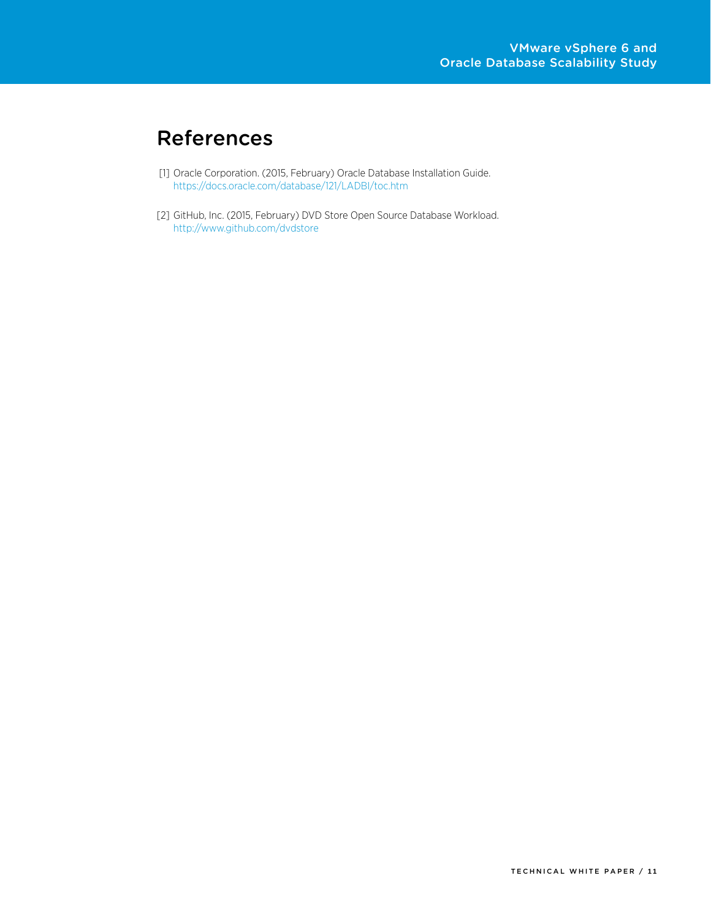# References

[1] Oracle Corporation. (2015, February) Oracle Database Installation Guide.
https://docs.oracle.com/database/121/LADBI/toc.htm

[2] GitHub, Inc. (2015, February) DVD Store Open Source Database Workload.
http://www.github.com/dvdstore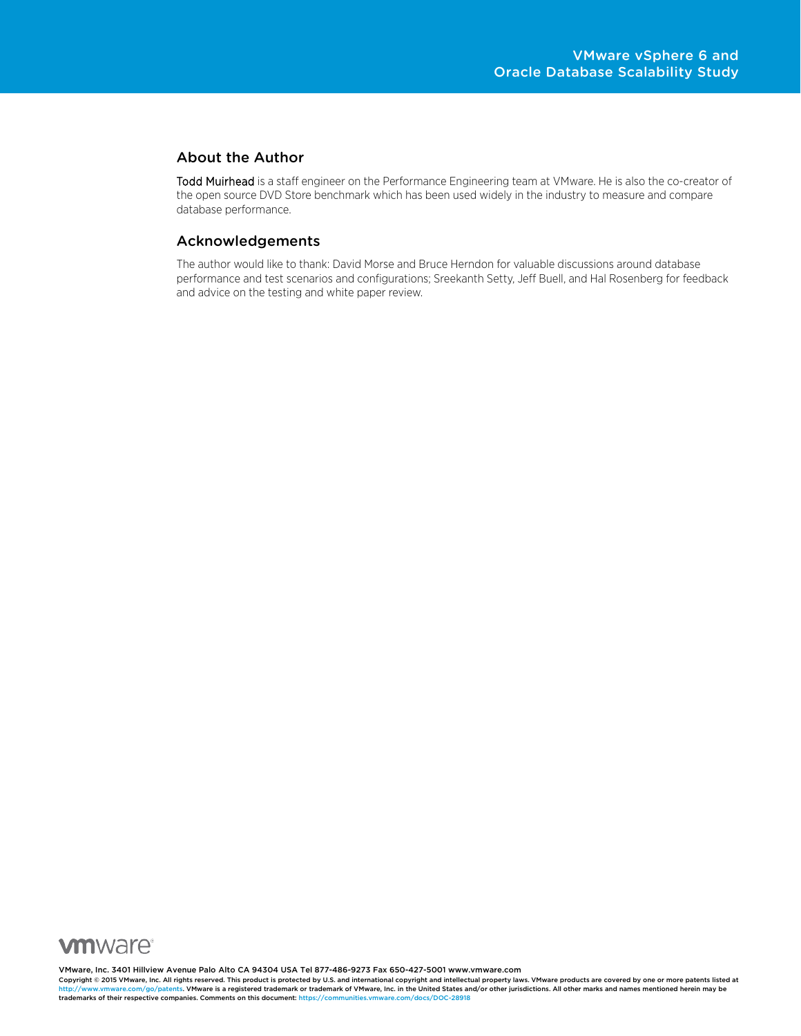## About the Author

Todd Muirhead is a staff engineer on the Performance Engineering team at VMware. He is also the co-creator of the open source DVD Store benchmark which has been used widely in the industry to measure and compare database performance.

## Acknowledgements

The author would like to thank: David Morse and Bruce Herndon for valuable discussions around database performance and test scenarios and configurations; Sreekanth Setty, Jeff Buell, and Hal Rosenberg for feedback and advice on the testing and white paper review.

VMware, Inc. 3401 Hillview Avenue Palo Alto CA 94304 USA Tel 877-486-9273 Fax 650-427-5001 www.vmware.com
Copyright © 2015 VMware, Inc. All rights reserved. This product is protected by U.S. and international copyright and intellectual property laws. VMware products are covered by one or more patents listed at http://www.vmware.com/go/patents. VMware is a registered trademark or trademark of VMware, Inc. in the United States and/or other jurisdictions. All other marks and names mentioned herein may be trademarks of their respective companies. Comments on this document: https://communities.vmware.com/docs/DOC-28918